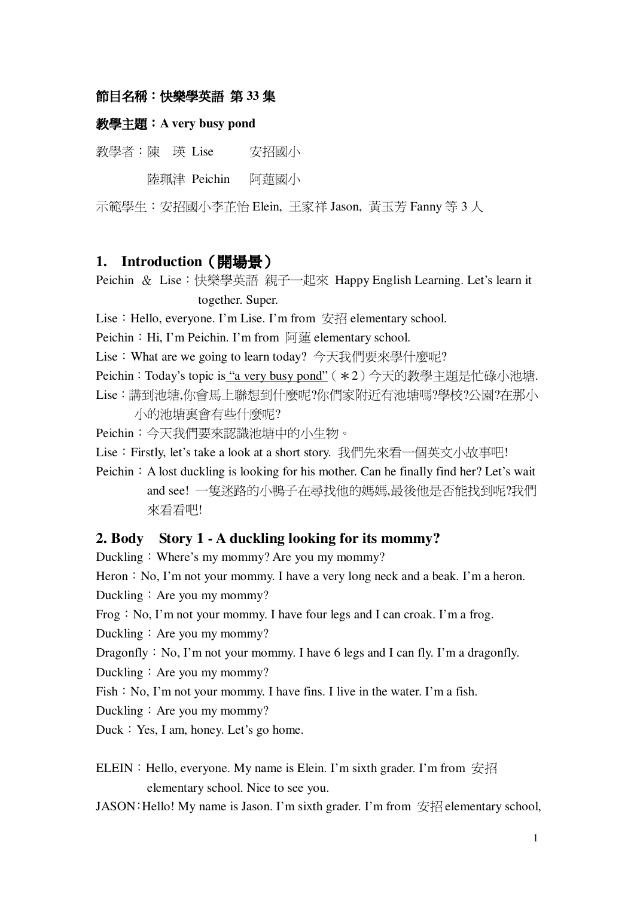**節目名稱：快樂學英語 第 33 集**

**教學主題：A very busy pond**

教學者：陳　瑛 Lise　　　安招國小

　　　　陸珮津 Peichin　　阿蓮國小

示範學生：安招國小李芷怡 Elein, 王家祥 Jason, 黃玉芳 Fanny 等 3 人

## 1. Introduction（開場景）

Peichin & Lise：快樂學英語 親子一起來 Happy English Learning. Let's learn it together. Super.

Lise：Hello, everyone. I'm Lise. I'm from 安招 elementary school.

Peichin：Hi, I'm Peichin. I'm from 阿蓮 elementary school.

Lise：What are we going to learn today? 今天我們要來學什麼呢?

Peichin：Today's topic is "a very busy pond"（＊2）今天的教學主題是忙碌小池塘.

Lise：講到池塘,你會馬上聯想到什麼呢?你們家附近有池塘嗎?學校?公園?在那小小的池塘裏會有些什麼呢?

Peichin：今天我們要來認識池塘中的小生物。

Lise：Firstly, let's take a look at a short story. 我們先來看一個英文小故事吧!

Peichin：A lost duckling is looking for his mother. Can he finally find her? Let's wait and see! 一隻迷路的小鴨子在尋找他的媽媽,最後他是否能找到呢?我們來看看吧!

## 2. Body　Story 1 - A duckling looking for its mommy?

Duckling：Where's my mommy? Are you my mommy?

Heron：No, I'm not your mommy. I have a very long neck and a beak. I'm a heron.

Duckling：Are you my mommy?

Frog：No, I'm not your mommy. I have four legs and I can croak. I'm a frog.

Duckling：Are you my mommy?

Dragonfly：No, I'm not your mommy. I have 6 legs and I can fly. I'm a dragonfly.

Duckling：Are you my mommy?

Fish：No, I'm not your mommy. I have fins. I live in the water. I'm a fish.

Duckling：Are you my mommy?

Duck：Yes, I am, honey. Let's go home.

ELEIN：Hello, everyone. My name is Elein. I'm sixth grader. I'm from 安招 elementary school. Nice to see you.

JASON：Hello! My name is Jason. I'm sixth grader. I'm from 安招 elementary school,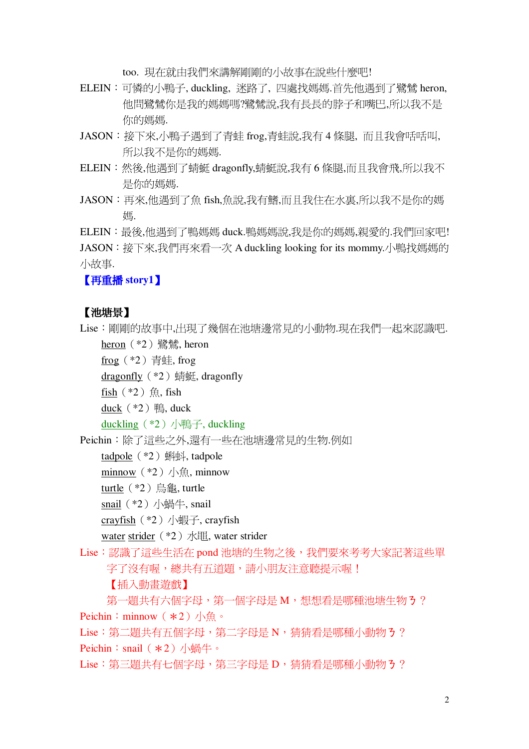too. 現在就由我們來講解剛剛的小故事在說些什麼吧!

ELEIN：可憐的小鴨子, duckling, 迷路了, 四處找媽媽.首先他遇到了鷺鷥 heron, 他問鷺鷥你是我的媽媽嗎?鷺鷥說,我有長長的脖子和嘴巴,所以我不是你的媽媽.

JASON：接下來,小鴨子遇到了青蛙 frog,青蛙說,我有 4 條腿, 而且我會呱呱叫, 所以我不是你的媽媽.

ELEIN：然後,他遇到了蜻蜓 dragonfly,蜻蜓說,我有 6 條腿,而且我會飛,所以我不是你的媽媽.

JASON：再來,他遇到了魚 fish,魚說,我有鰭,而且我住在水裏,所以我不是你的媽媽.

ELEIN：最後,他遇到了鴨媽媽 duck.鴨媽媽說,我是你的媽媽,親愛的.我們回家吧!

JASON：接下來,我們再來看一次 A duckling looking for its mommy.小鴨找媽媽的小故事.

**【再重播 story1】**

**【池塘景】**

Lise：剛剛的故事中,出現了幾個在池塘邊常見的小動物.現在我們一起來認識吧.

<u>heron</u>（*2）鷺鷥, heron

<u>frog</u>（*2）青蛙, frog

<u>dragonfly</u>（*2）蜻蜓, dragonfly

<u>fish</u>（*2）魚, fish

<u>duck</u>（*2）鴨, duck

<u>duckling</u>（*2）小鴨子, duckling

Peichin：除了這些之外,還有一些在池塘邊常見的生物.例如

<u>tadpole</u>（*2）蝌蚪, tadpole

<u>minnow</u>（*2）小魚, minnow

<u>turtle</u>（*2）烏龜, turtle

<u>snail</u>（*2）小蝸牛, snail

<u>crayfish</u>（*2）小蝦子, crayfish

<u>water strider</u>（*2）水黽, water strider

Lise：認識了這些生活在 pond 池塘的生物之後，我們要來考考大家記著這些單字了沒有喔，總共有五道題，請小朋友注意聽提示喔！

【插入動畫遊戲】

第一題共有六個字母，第一個字母是 M，想想看是哪種池塘生物ㄋ？

Peichin：minnow（＊2）小魚。

Lise：第二題共有五個字母，第二字母是 N，猜猜看是哪種小動物ㄋ？

Peichin：snail（＊2）小蝸牛。

Lise：第三題共有七個字母，第三字母是 D，猜猜看是哪種小動物ㄋ？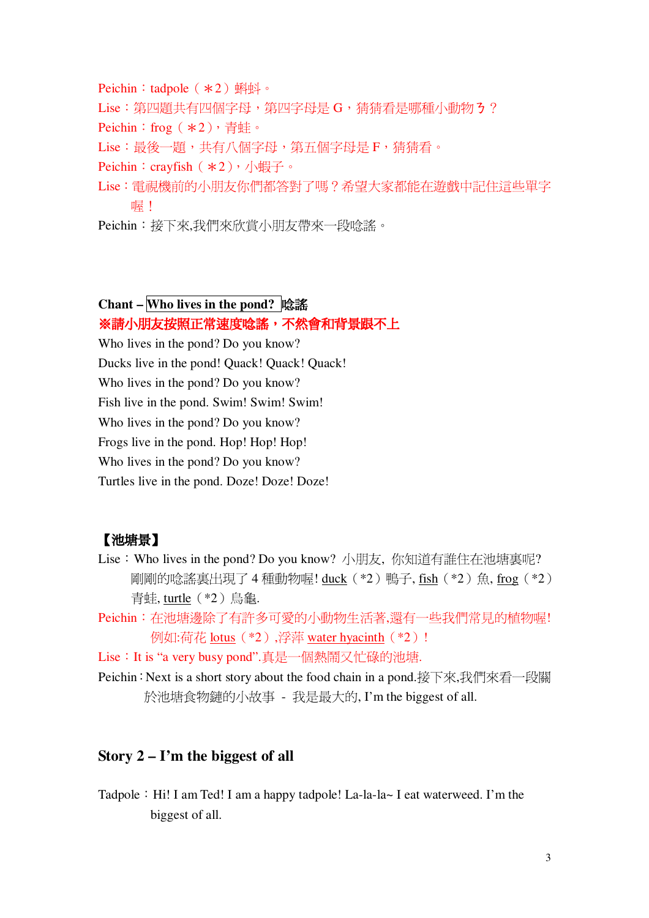Peichin：tadpole（＊2）蝌蚪。

Lise：第四題共有四個字母，第四字母是 G，猜猜看是哪種小動物ㄋ？

Peichin：frog（＊2），青蛙。

Lise：最後一題，共有八個字母，第五個字母是 F，猜猜看。

Peichin：crayfish（＊2），小蝦子。

Lise：電視機前的小朋友你們都答對了嗎？希望大家都能在遊戲中記住這些單字喔！

Peichin：接下來,我們來欣賞小朋友帶來一段唸謠。

**Chant – Who lives in the pond? 唸謠**

**※請小朋友按照正常速度唸謠，不然會和背景跟不上**

Who lives in the pond? Do you know?
Ducks live in the pond! Quack! Quack! Quack!
Who lives in the pond? Do you know?
Fish live in the pond. Swim! Swim! Swim!
Who lives in the pond? Do you know?
Frogs live in the pond. Hop! Hop! Hop!
Who lives in the pond? Do you know?
Turtles live in the pond. Doze! Doze! Doze!

**【池塘景】**

Lise：Who lives in the pond? Do you know? 小朋友, 你知道有誰住在池塘裏呢? 剛剛的唸謠裏出現了 4 種動物喔! duck（*2）鴨子, fish（*2）魚, frog（*2）青蛙, turtle（*2）烏龜.

Peichin：在池塘邊除了有許多可愛的小動物生活著,還有一些我們常見的植物喔! 例如:荷花 lotus（*2）,浮萍 water hyacinth（*2）!

Lise：It is "a very busy pond".真是一個熱鬧又忙碌的池塘.

Peichin：Next is a short story about the food chain in a pond.接下來,我們來看一段關於池塘食物鏈的小故事 - 我是最大的, I'm the biggest of all.

## Story 2 – I'm the biggest of all

Tadpole：Hi! I am Ted! I am a happy tadpole! La-la-la~ I eat waterweed. I'm the biggest of all.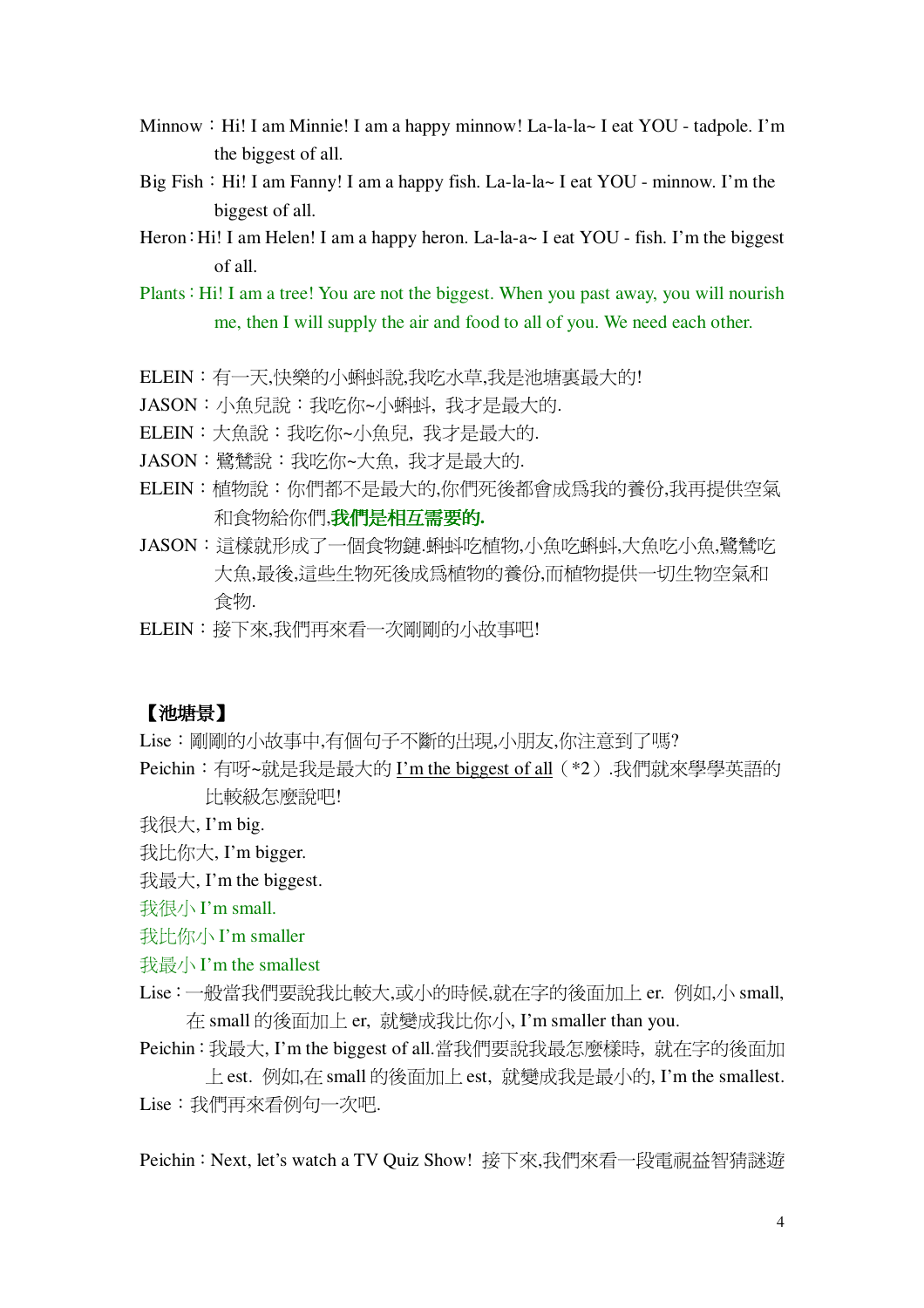Minnow：Hi! I am Minnie! I am a happy minnow! La-la-la~ I eat YOU - tadpole. I'm the biggest of all.

Big Fish：Hi! I am Fanny! I am a happy fish. La-la-la~ I eat YOU - minnow. I'm the biggest of all.

Heron：Hi! I am Helen! I am a happy heron. La-la-a~ I eat YOU - fish. I'm the biggest of all.

Plants：Hi! I am a tree! You are not the biggest. When you past away, you will nourish me, then I will supply the air and food to all of you. We need each other.

ELEIN：有一天,快樂的小蝌蚪說,我吃水草,我是池塘裏最大的!

JASON：小魚兒說：我吃你~小蝌蚪，我才是最大的.

ELEIN：大魚說：我吃你~小魚兒，我才是最大的.

JASON：鷺鷥說：我吃你~大魚，我才是最大的.

ELEIN：植物說：你們都不是最大的,你們死後都會成爲我的養份,我再提供空氣和食物給你們,**我們是相互需要的.**

JASON：這樣就形成了一個食物鏈.蝌蚪吃植物,小魚吃蝌蚪,大魚吃小魚,鷺鷥吃大魚,最後,這些生物死後成爲植物的養份,而植物提供一切生物空氣和食物.

ELEIN：接下來,我們再來看一次剛剛的小故事吧!

**【池塘景】**

Lise：剛剛的小故事中,有個句子不斷的出現,小朋友,你注意到了嗎?

Peichin：有呀~就是我是最大的 <u>I'm the biggest of all</u>（*2）.我們就來學學英語的比較級怎麼說吧!

我很大, I'm big.

我比你大, I'm bigger.

我最大, I'm the biggest.

我很小 I'm small.

我比你小 I'm smaller

我最小 I'm the smallest

Lise：一般當我們要說我比較大,或小的時候,就在字的後面加上 er. 例如,小 small, 在 small 的後面加上 er, 就變成我比你小, I'm smaller than you.

Peichin：我最大, I'm the biggest of all.當我們要說我最怎麼樣時, 就在字的後面加上 est. 例如,在 small 的後面加上 est, 就變成我是最小的, I'm the smallest.

Lise：我們再來看例句一次吧.

Peichin：Next, let's watch a TV Quiz Show! 接下來,我們來看一段電視益智猜謎遊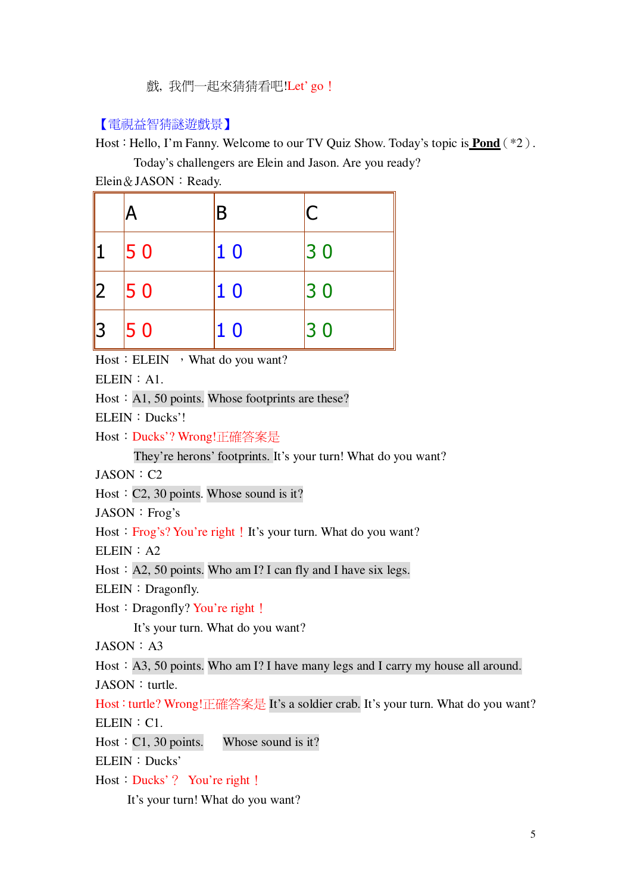戲，我們一起來猜猜看吧!Let' go！

【電視益智猜謎遊戲景】

Host：Hello, I'm Fanny. Welcome to our TV Quiz Show. Today's topic is **Pond** ( *2 ) .

Today's challengers are Elein and Jason. Are you ready?

Elein＆JASON：Ready.

| | A | B | C |
|---|---|---|---|
| 1 | 5 0 | 1 0 | 3 0 |
| 2 | 5 0 | 1 0 | 3 0 |
| 3 | 5 0 | 1 0 | 3 0 |

Host：ELEIN ，What do you want?

ELEIN：A1.

Host：A1, 50 points. Whose footprints are these?

ELEIN：Ducks'!

Host：Ducks'? Wrong!正確答案是

They're herons' footprints. It's your turn! What do you want?

JASON：C2

Host：C2, 30 points. Whose sound is it?

JASON：Frog's

Host：Frog's? You're right！It's your turn. What do you want?

ELEIN：A2

Host：A2, 50 points. Who am I? I can fly and I have six legs.

ELEIN：Dragonfly.

Host：Dragonfly? You're right！

It's your turn. What do you want?

JASON：A3

Host：A3, 50 points. Who am I? I have many legs and I carry my house all around.

JASON：turtle.

Host：turtle? Wrong!正確答案是 It's a soldier crab. It's your turn. What do you want?

ELEIN：C1.

Host：C1, 30 points. Whose sound is it?

ELEIN：Ducks'

Host：Ducks'？ You're right！

It's your turn! What do you want?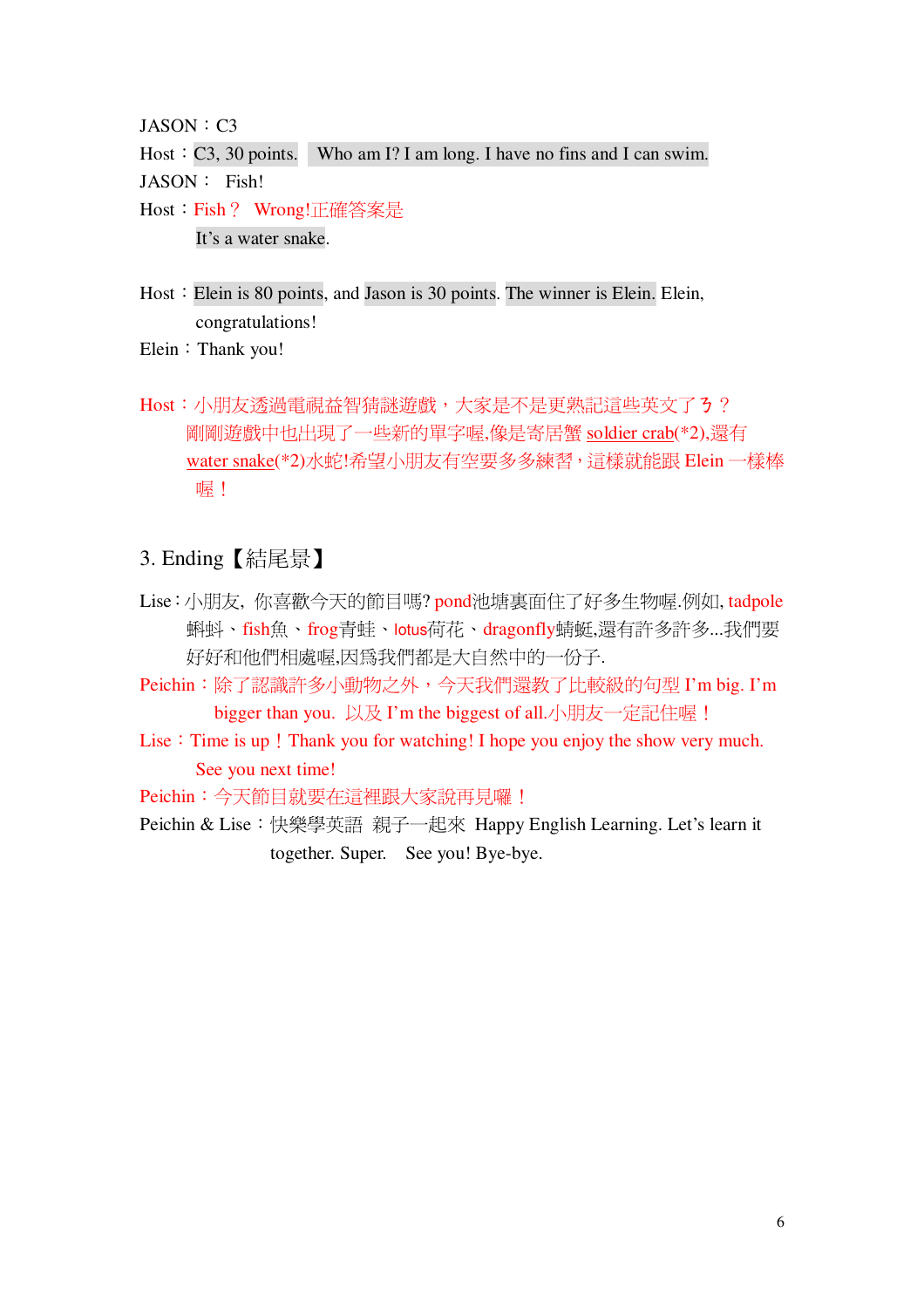JASON：C3

Host：C3, 30 points.　Who am I? I am long. I have no fins and I can swim.

JASON：　Fish!

Host：Fish？　Wrong!正確答案是
　　It's a water snake.

Host：Elein is 80 points, and Jason is 30 points. The winner is Elein. Elein, congratulations!

Elein：Thank you!

Host：小朋友透過電視益智猜謎遊戲，大家是不是更熟記這些英文了ㄋ？剛剛遊戲中也出現了一些新的單字喔,像是寄居蟹 soldier crab(*2),還有 water snake(*2)水蛇!希望小朋友有空要多多練習，這樣就能跟 Elein 一樣棒喔！

## 3. Ending【結尾景】

Lise：小朋友, 你喜歡今天的節目嗎? pond池塘裏面住了好多生物喔.例如, tadpole 蝌蚪、fish魚、frog青蛙、lotus荷花、dragonfly蜻蜓,還有許多許多...我們要好好和他們相處喔,因爲我們都是大自然中的一份子.

Peichin：除了認識許多小動物之外，今天我們還教了比較級的句型 I'm big. I'm bigger than you. 以及 I'm the biggest of all.小朋友一定記住喔！

Lise：Time is up！Thank you for watching! I hope you enjoy the show very much. See you next time!

Peichin：今天節目就要在這裡跟大家說再見囉！

Peichin & Lise：快樂學英語　親子一起來 Happy English Learning. Let's learn it together. Super.　See you! Bye-bye.